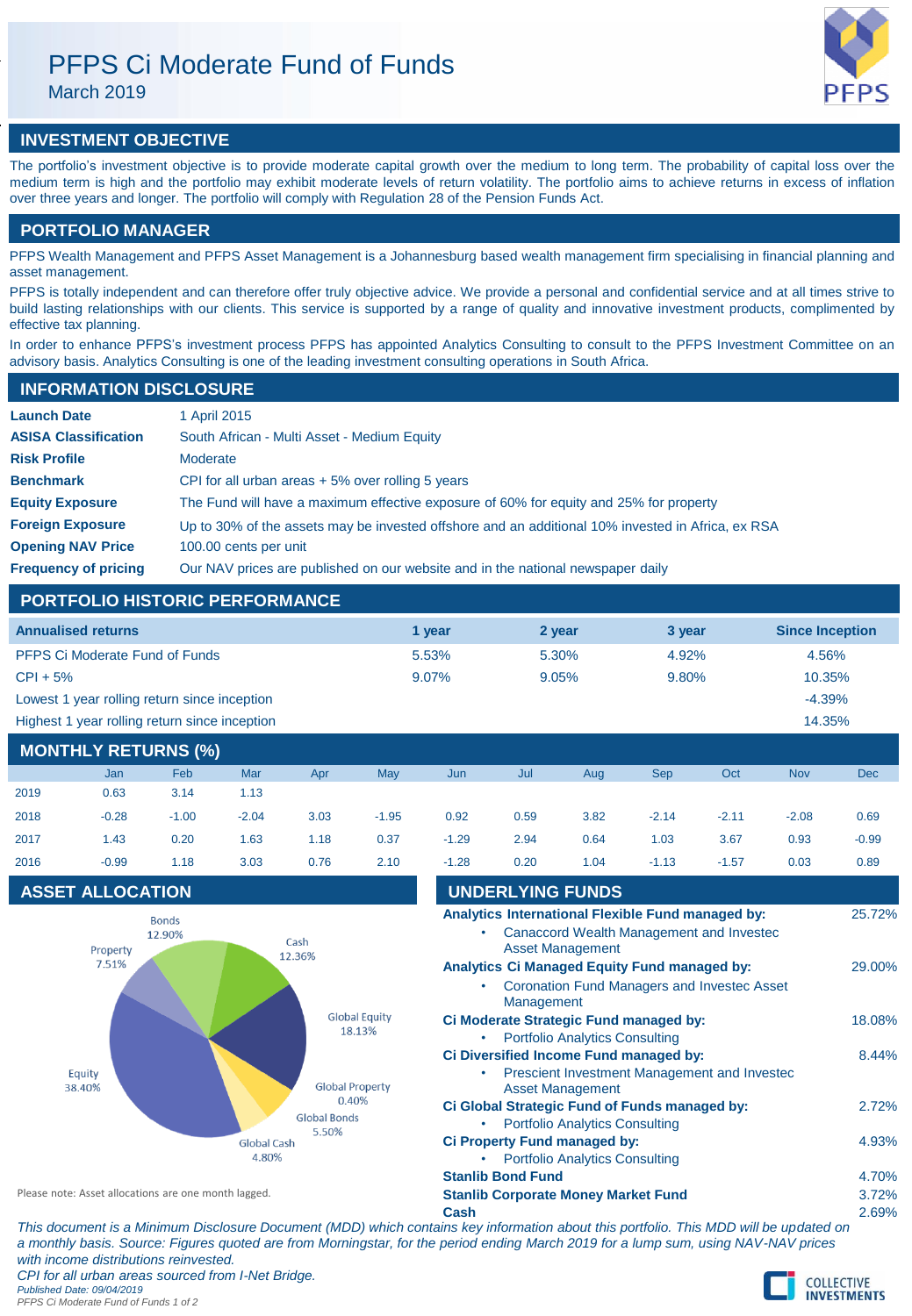# PFPS Ci Moderate Fund of Funds

March 2019

## INVESTMENT OBJECTIVE

The portfolio's investment objective is to provide moderate capital growth over the medium to long term. The probability of capital loss over the medium term is high and the portfolio may exhibit moderate levels of return volatility. The portfolio aims to achieve returns in excess of inflation over three years and longer. The portfolio will comply with Regulation 28 of the Pension Funds Act.

## PORTFOLIO MANAGER

PFPS Wealth Management and PFPS Asset Management is a Johannesburg based wealth management firm specialising in financial planning and asset management.

PFPS is totally independent and can therefore offer truly objective advice. We provide a personal and confidential service and at all times strive to build lasting relationships with our clients. This service is supported by a range of quality and innovative investment products, complimented by effective tax planning.

In order to enhance PFPS's investment process PFPS has appointed Analytics Consulting to consult to the PFPS Investment Committee on an advisory basis. Analytics Consulting is one of the leading investment consulting operations in South Africa.

## INFORMATION DISCLOSURE

| | |
|---|---|
| **Launch Date** | 1 April 2015 |
| **ASISA Classification** | South African - Multi Asset - Medium Equity |
| **Risk Profile** | Moderate |
| **Benchmark** | CPI for all urban areas + 5% over rolling 5 years |
| **Equity Exposure** | The Fund will have a maximum effective exposure of 60% for equity and 25% for property |
| **Foreign Exposure** | Up to 30% of the assets may be invested offshore and an additional 10% invested in Africa, ex RSA |
| **Opening NAV Price** | 100.00 cents per unit |
| **Frequency of pricing** | Our NAV prices are published on our website and in the national newspaper daily |

## PORTFOLIO HISTORIC PERFORMANCE

| Annualised returns | 1 year | 2 year | 3 year | Since Inception |
|---|---|---|---|---|
| PFPS Ci Moderate Fund of Funds | 5.53% | 5.30% | 4.92% | 4.56% |
| CPI + 5% | 9.07% | 9.05% | 9.80% | 10.35% |
| Lowest 1 year rolling return since inception | | | | -4.39% |
| Highest 1 year rolling return since inception | | | | 14.35% |

## MONTHLY RETURNS (%)

| | Jan | Feb | Mar | Apr | May | Jun | Jul | Aug | Sep | Oct | Nov | Dec |
|---|---|---|---|---|---|---|---|---|---|---|---|---|
| 2019 | 0.63 | 3.14 | 1.13 | | | | | | | | | |
| 2018 | -0.28 | -1.00 | -2.04 | 3.03 | -1.95 | 0.92 | 0.59 | 3.82 | -2.14 | -2.11 | -2.08 | 0.69 |
| 2017 | 1.43 | 0.20 | 1.63 | 1.18 | 0.37 | -1.29 | 2.94 | 0.64 | 1.03 | 3.67 | 0.93 | -0.99 |
| 2016 | -0.99 | 1.18 | 3.03 | 0.76 | 2.10 | -1.28 | 0.20 | 1.04 | -1.13 | -1.57 | 0.03 | 0.89 |

## ASSET ALLOCATION

| Asset | % |
|---|---|
| Equity | 38.40% |
| Property | 7.51% |
| Bonds | 12.90% |
| Cash | 12.36% |
| Global Equity | 18.13% |
| Global Property | 0.40% |
| Global Bonds | 5.50% |
| Global Cash | 4.80% |

Please note: Asset allocations are one month lagged.

## UNDERLYING FUNDS

| | |
|---|---|
| **Analytics International Flexible Fund managed by:** | 25.72% |
| • Canaccord Wealth Management and Investec Asset Management | |
| **Analytics Ci Managed Equity Fund managed by:** | 29.00% |
| • Coronation Fund Managers and Investec Asset Management | |
| **Ci Moderate Strategic Fund managed by:** | 18.08% |
| • Portfolio Analytics Consulting | |
| **Ci Diversified Income Fund managed by:** | 8.44% |
| • Prescient Investment Management and Investec Asset Management | |
| **Ci Global Strategic Fund of Funds managed by:** | 2.72% |
| • Portfolio Analytics Consulting | |
| **Ci Property Fund managed by:** | 4.93% |
| • Portfolio Analytics Consulting | |
| **Stanlib Bond Fund** | 4.70% |
| **Stanlib Corporate Money Market Fund** | 3.72% |
| **Cash** | 2.69% |

*This document is a Minimum Disclosure Document (MDD) which contains key information about this portfolio. This MDD will be updated on a monthly basis. Source: Figures quoted are from Morningstar, for the period ending March 2019 for a lump sum, using NAV-NAV prices with income distributions reinvested.*

*CPI for all urban areas sourced from I-Net Bridge.*

*Published Date: 09/04/2019*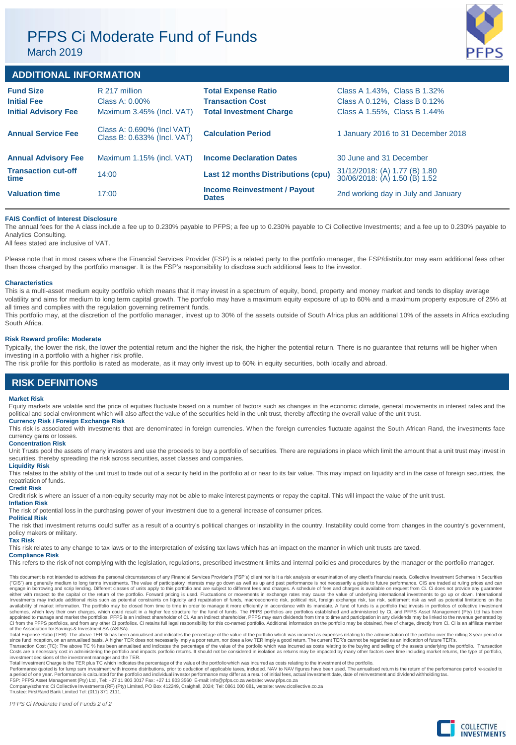# PFPS Ci Moderate Fund of Funds

March 2019

## ADDITIONAL INFORMATION

| | | | |
|---|---|---|---|
| **Fund Size** | R 217 million | **Total Expense Ratio** | Class A 1.43%, Class B 1.32% |
| **Initial Fee** | Class A: 0.00% | **Transaction Cost** | Class A 0.12%, Class B 0.12% |
| **Initial Advisory Fee** | Maximum 3.45% (Incl. VAT) | **Total Investment Charge** | Class A 1.55%, Class B 1.44% |
| **Annual Service Fee** | Class A: 0.690% (Incl VAT) Class B: 0.633% (Incl. VAT) | **Calculation Period** | 1 January 2016 to 31 December 2018 |
| **Annual Advisory Fee** | Maximum 1.15% (incl. VAT) | **Income Declaration Dates** | 30 June and 31 December |
| **Transaction cut-off time** | 14:00 | **Last 12 months Distributions (cpu)** | 31/12/2018: (A) 1.77 (B) 1.80 30/06/2018: (A) 1.50 (B) 1.52 |
| **Valuation time** | 17:00 | **Income Reinvestment / Payout Dates** | 2nd working day in July and January |

**FAIS Conflict of Interest Disclosure**

The annual fees for the A class include a fee up to 0.230% payable to PFPS; a fee up to 0.230% payable to Ci Collective Investments; and a fee up to 0.230% payable to Analytics Consulting.

All fees stated are inclusive of VAT.

Please note that in most cases where the Financial Services Provider (FSP) is a related party to the portfolio manager, the FSP/distributor may earn additional fees other than those charged by the portfolio manager. It is the FSP's responsibility to disclose such additional fees to the investor.

**Characteristics**

This is a multi-asset medium equity portfolio which means that it may invest in a spectrum of equity, bond, property and money market and tends to display average volatility and aims for medium to long term capital growth. The portfolio may have a maximum equity exposure of up to 60% and a maximum property exposure of 25% at all times and complies with the regulation governing retirement funds.

This portfolio may, at the discretion of the portfolio manager, invest up to 30% of the assets outside of South Africa plus an additional 10% of the assets in Africa excluding South Africa.

**Risk Reward profile: Moderate**

Typically, the lower the risk, the lower the potential return and the higher the risk, the higher the potential return. There is no guarantee that returns will be higher when investing in a portfolio with a higher risk profile.

The risk profile for this portfolio is rated as moderate, as it may only invest up to 60% in equity securities, both locally and abroad.

## RISK DEFINITIONS

**Market Risk**

Equity markets are volatile and the price of equities fluctuate based on a number of factors such as changes in the economic climate, general movements in interest rates and the political and social environment which will also affect the value of the securities held in the unit trust, thereby affecting the overall value of the unit trust.

**Currency Risk / Foreign Exchange Risk**

This risk is associated with investments that are denominated in foreign currencies. When the foreign currencies fluctuate against the South African Rand, the investments face currency gains or losses.

**Concentration Risk**

Unit Trusts pool the assets of many investors and use the proceeds to buy a portfolio of securities. There are regulations in place which limit the amount that a unit trust may invest in securities, thereby spreading the risk across securities, asset classes and companies.

**Liquidity Risk**

This relates to the ability of the unit trust to trade out of a security held in the portfolio at or near to its fair value. This may impact on liquidity and in the case of foreign securities, the repatriation of funds.

**Credit Risk**

Credit risk is where an issuer of a non-equity security may not be able to make interest payments or repay the capital. This will impact the value of the unit trust.

**Inflation Risk**

The risk of potential loss in the purchasing power of your investment due to a general increase of consumer prices.

**Political Risk**

The risk that investment returns could suffer as a result of a country's political changes or instability in the country. Instability could come from changes in the country's government, policy makers or military.

**Tax Risk**

This risk relates to any change to tax laws or to the interpretation of existing tax laws which has an impact on the manner in which unit trusts are taxed.

**Compliance Risk**

This refers to the risk of not complying with the legislation, regulations, prescribed investment limits and internal policies and procedures by the manager or the portfolio manager.

This document is not intended to address the personal circumstances of any Financial Services Provider's (FSP) client nor is it a risk analysis or examination of any client's financial needs. Collective Investment Schemes in Securities ("CIS") are generally medium to long terms investments. The value of participatory interests may go down as well as up and past performance is not necessarily a guide to future performance. CIS are traded at ruling prices and can engage in borrowing and scrip lending. Different classes of units apply to this portfolio and are subject to different fees and charges. A schedule of fees and charges is available on request from Ci. Ci does not provide any guarantee either with respect to the capital or the return of the portfolio. Forward pricing is used. Fluctuations or movements in exchange rates may cause the value of underlying international investments to go up or down. International Investments may include additional risks such as potential constraints on liquidity and repatriation of funds, macroeconomic risk, political risk, foreign exchange risk, tax risk, settlement risk as well as potential limitations on the availability of market information. The portfolio may be closed from time to time in order to manage it more efficiently in accordance with its mandate. A fund of funds is a portfolio that invests in portfolios of collective investment schemes, which levy their own charges, which could result in a higher fee structure for the fund of funds. The PFPS portfolios are portfolios established and administered by Ci, and PFPS Asset Management (Pty) Ltd has been appointed to manage and market the portfolios. PFPS is an indirect shareholder of Ci. As an indirect shareholder, PFPS may earn dividends from time to time and participation in any dividends may be linked to the revenue generated by Ci from the PFPS portfolios, and from any other Ci portfolios. Ci retains full legal responsibility for this co-named portfolio. Additional information on the portfolio may be obtained, free of charge, directly from Ci. Ci is an affiliate member of the Association for Savings & Investment SA (ASISA).

Total Expense Ratio (TER): The above TER % has been annualised and indicates the percentage of the value of the portfolio which was incurred as expenses relating to the administration of the portfolio over the rolling 3 year period or since fund inception, on an annualised basis. A higher TER does not necessarily imply a poor return, nor does a low TER imply a good return. The current TER's cannot be regarded as an indication of future TER's.

Transaction Cost (TC): The above TC % has been annualised and indicates the percentage of the value of the portfolio which was incurred as costs relating to the buying and selling of the assets underlying the portfolio. Transaction Costs are a necessary cost in administering the portfolio and impacts portfolio returns. It should not be considered in isolation as returns may be impacted by many other factors over time including market returns, the type of portfolio, investment decisions of the investment manager and the TER.

Total Investment Charge is the TER plus TC which indicates the percentage of the value of the portfolio which was incurred as costs relating to the investment of the portfolio.

Performance quoted is for lump sum investment with income distributions, prior to deduction of applicable taxes, included. NAV to NAV figures have been used. The annualised return is the return of the performance period re-scaled to a period of one year. Performance is calculated for the portfolio and individual investor performance may differ as a result of initial fees, actual investment date, date of reinvestment and dividend withholding tax.

FSP: PFPS Asset Management (Pty) Ltd , Tel: +27 11 803 3017 Fax: +27 11 803 3560 E-mail: info@pfps.co.za website: www.pfps.co.za

Company/scheme: Ci Collective Investments (RF) (Pty) Limited, PO Box 412249, Craighall, 2024; Tel: 0861 000 881, website: www.cicollective.co.za

Trustee: FirstRand Bank Limited Tel: (011) 371 2111.